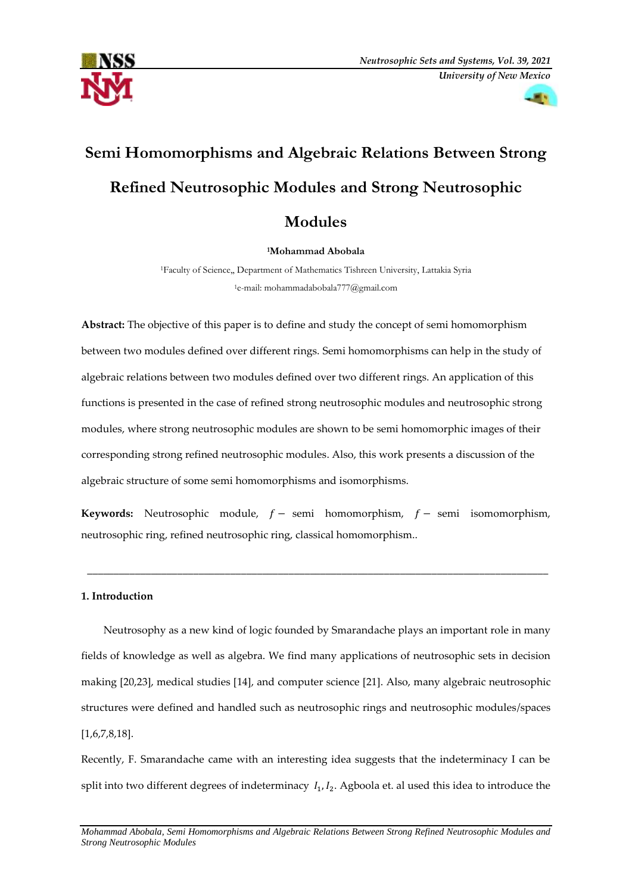# Semi Homomorphisms and Algebraic Relations Between Strong Refined Neutrosophic Modules and Strong Neutrosophic Modules

**[1]Mohammad Abobala**

[1]Faculty of Science,, Department of Mathematics Tishreen University, Lattakia Syria

[1]e-mail: mohammadabobala777@gmail.com

**Abstract:** The objective of this paper is to define and study the concept of semi homomorphism between two modules defined over different rings. Semi homomorphisms can help in the study of algebraic relations between two modules defined over two different rings. An application of this functions is presented in the case of refined strong neutrosophic modules and neutrosophic strong modules, where strong neutrosophic modules are shown to be semi homomorphic images of their corresponding strong refined neutrosophic modules. Also, this work presents a discussion of the algebraic structure of some semi homomorphisms and isomorphisms.

**Keywords:** Neutrosophic module, $f-$ semi homomorphism, $f-$ semi isomomorphism, neutrosophic ring, refined neutrosophic ring, classical homomorphism..

---

## 1. Introduction

Neutrosophy as a new kind of logic founded by Smarandache plays an important role in many fields of knowledge as well as algebra. We find many applications of neutrosophic sets in decision making [20,23], medical studies [14], and computer science [21]. Also, many algebraic neutrosophic structures were defined and handled such as neutrosophic rings and neutrosophic modules/spaces [1,6,7,8,18].

Recently, F. Smarandache came with an interesting idea suggests that the indeterminacy I can be split into two different degrees of indeterminacy $I_1, I_2$. Agboola et. al used this idea to introduce the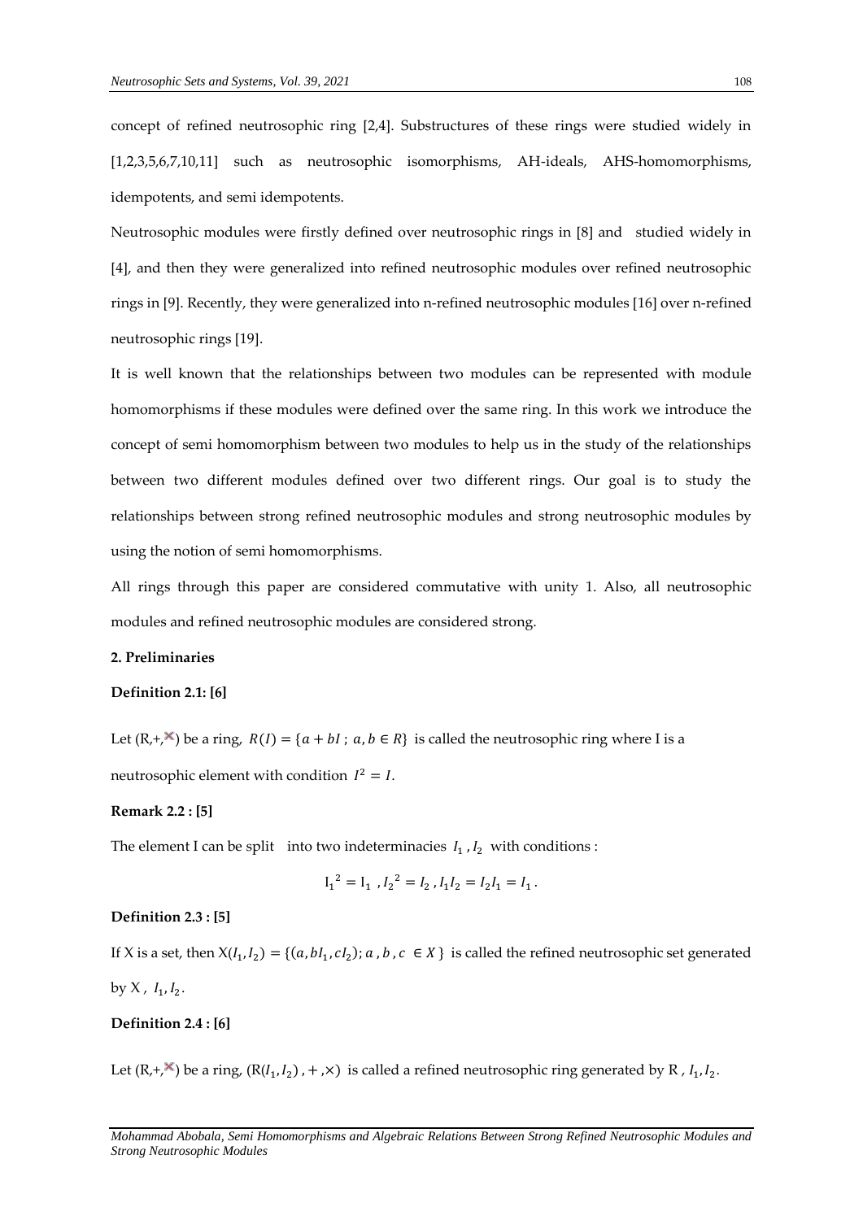concept of refined neutrosophic ring [2,4]. Substructures of these rings were studied widely in [1,2,3,5,6,7,10,11] such as neutrosophic isomorphisms, AH-ideals, AHS-homomorphisms, idempotents, and semi idempotents.

Neutrosophic modules were firstly defined over neutrosophic rings in [8] and studied widely in [4], and then they were generalized into refined neutrosophic modules over refined neutrosophic rings in [9]. Recently, they were generalized into n-refined neutrosophic modules [16] over n-refined neutrosophic rings [19].

It is well known that the relationships between two modules can be represented with module homomorphisms if these modules were defined over the same ring. In this work we introduce the concept of semi homomorphism between two modules to help us in the study of the relationships between two different modules defined over two different rings. Our goal is to study the relationships between strong refined neutrosophic modules and strong neutrosophic modules by using the notion of semi homomorphisms.

All rings through this paper are considered commutative with unity 1. Also, all neutrosophic modules and refined neutrosophic modules are considered strong.

## 2. Preliminaries

**Definition 2.1: [6]**

Let $(R,+,\times)$ be a ring, $R(I) = \{a + bI \,;\, a, b \in R\}$ is called the neutrosophic ring where I is a neutrosophic element with condition $I^2 = I$.

**Remark 2.2 : [5]**

The element I can be split into two indeterminacies $I_1, I_2$ with conditions :

$$I_1^{\,2} = I_1 \,,\, I_2^{\,2} = I_2 \,,\, I_1 I_2 = I_2 I_1 = I_1 \,.$$

**Definition 2.3 : [5]**

If X is a set, then $X(I_1, I_2) = \{(a, bI_1, cI_2) ; a , b , c \in X\}$ is called the refined neutrosophic set generated by X , $I_1, I_2$.

**Definition 2.4 : [6]**

Let $(R,+,\times)$ be a ring, $(R(I_1, I_2) , + ,\times)$ is called a refined neutrosophic ring generated by R , $I_1, I_2$.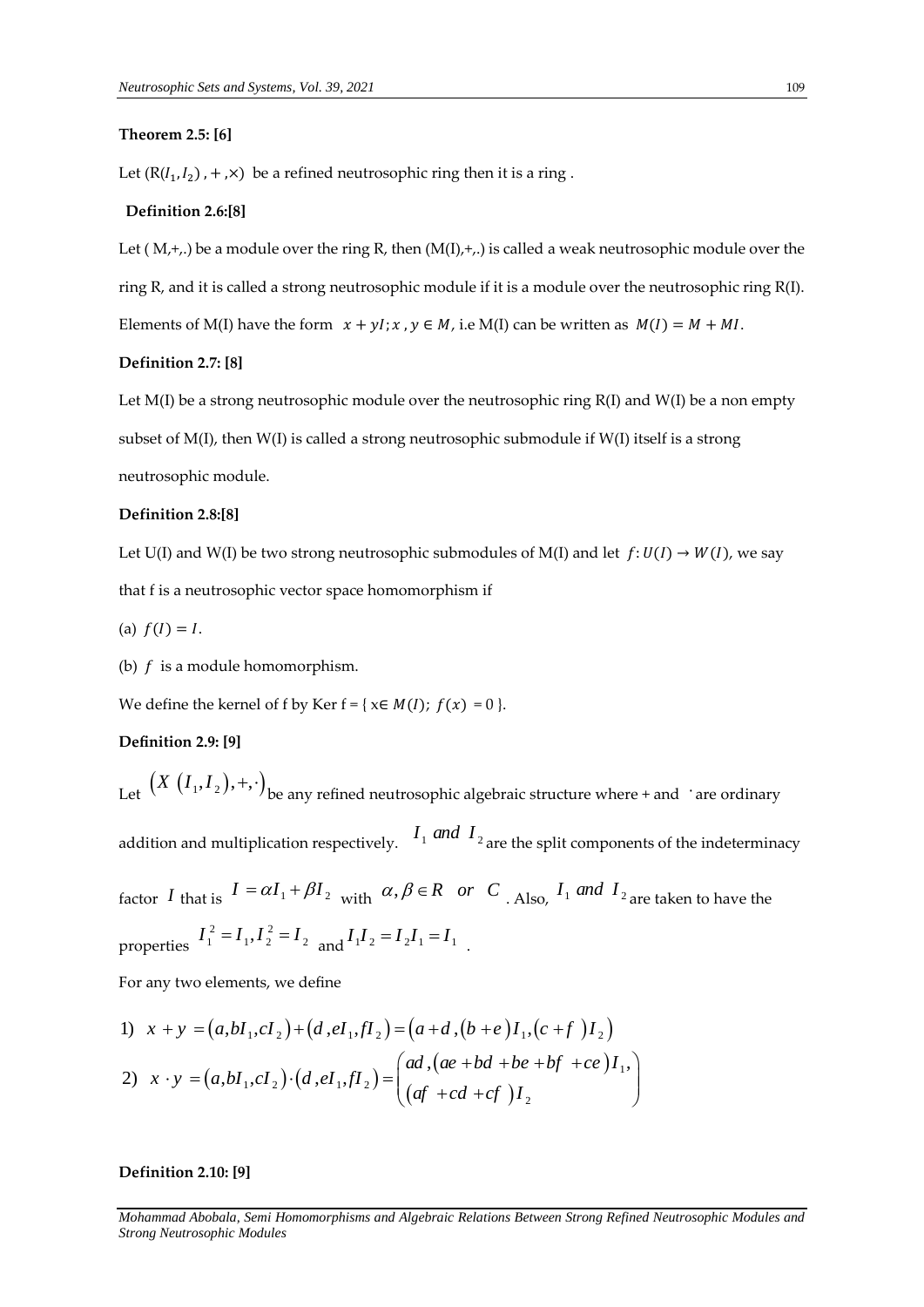**Theorem 2.5: [6]**

Let $(R(I_1, I_2), +, \times)$ be a refined neutrosophic ring then it is a ring .

**Definition 2.6:[8]**

Let ( M,+,.) be a module over the ring R, then (M(I),+,.) is called a weak neutrosophic module over the ring R, and it is called a strong neutrosophic module if it is a module over the neutrosophic ring R(I). Elements of M(I) have the form $x + yI; x, y \in M$, i.e M(I) can be written as $M(I) = M + MI$.

**Definition 2.7: [8]**

Let M(I) be a strong neutrosophic module over the neutrosophic ring R(I) and W(I) be a non empty subset of M(I), then W(I) is called a strong neutrosophic submodule if W(I) itself is a strong neutrosophic module.

**Definition 2.8:[8]**

Let U(I) and W(I) be two strong neutrosophic submodules of M(I) and let $f: U(I) \to W(I)$, we say that f is a neutrosophic vector space homomorphism if

(a) $f(I) = I$.

(b) $f$ is a module homomorphism.

We define the kernel of f by Ker f = { $x \in M(I)$; $f(x) = 0$ }.

**Definition 2.9: [9]**

Let $\left(X\left(I_1, I_2\right), +, \cdot\right)$ be any refined neutrosophic algebraic structure where + and $\cdot$ are ordinary addition and multiplication respectively. $I_1$ *and* $I_2$ are the split components of the indeterminacy factor $I$ that is $I = \alpha I_1 + \beta I_2$ with $\alpha, \beta \in R$ *or* $C$. Also, $I_1$ *and* $I_2$ are taken to have the properties $I_1^2 = I_1, I_2^2 = I_2$ and $I_1 I_2 = I_2 I_1 = I_1$.

For any two elements, we define

1) $x + y = \left(a, bI_1, cI_2\right) + \left(d, eI_1, fI_2\right) = \left(a + d, (b + e)I_1, (c + f)I_2\right)$

2) $x \cdot y = \left(a, bI_1, cI_2\right) \cdot \left(d, eI_1, fI_2\right) = \begin{pmatrix} ad, (ae + bd + be + bf + ce)I_1, \\ (af + cd + cf)I_2 \end{pmatrix}$

**Definition 2.10: [9]**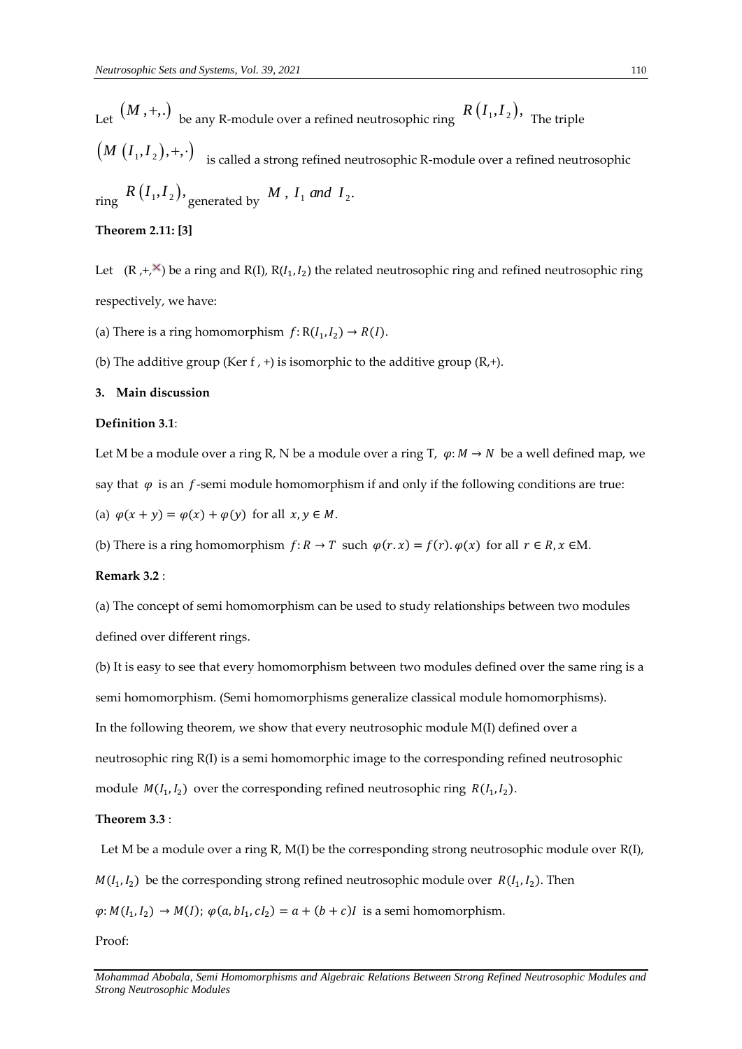Let $(M,+,.)$ be any R-module over a refined neutrosophic ring $R(I_1,I_2)$, The triple $(M(I_1,I_2),+,\cdot)$ is called a strong refined neutrosophic R-module over a refined neutrosophic ring $R(I_1,I_2)$, generated by $M$, $I_1$ *and* $I_2$.

**Theorem 2.11: [3]**

Let $(R,+,\times)$ be a ring and R(I), $R(I_1,I_2)$ the related neutrosophic ring and refined neutrosophic ring respectively, we have:

(a) There is a ring homomorphism $f: R(I_1,I_2) \to R(I)$.

(b) The additive group (Ker f , +) is isomorphic to the additive group (R,+).

## 3. Main discussion

**Definition 3.1**:

Let M be a module over a ring R, N be a module over a ring T, $\varphi: M \to N$ be a well defined map, we say that $\varphi$ is an $f$-semi module homomorphism if and only if the following conditions are true:

(a) $\varphi(x+y) = \varphi(x) + \varphi(y)$ for all $x, y \in M$.

(b) There is a ring homomorphism $f: R \to T$ such $\varphi(r.x) = f(r).\varphi(x)$ for all $r \in R, x \in M$.

**Remark 3.2** :

(a) The concept of semi homomorphism can be used to study relationships between two modules defined over different rings.

(b) It is easy to see that every homomorphism between two modules defined over the same ring is a semi homomorphism. (Semi homomorphisms generalize classical module homomorphisms).

In the following theorem, we show that every neutrosophic module M(I) defined over a neutrosophic ring R(I) is a semi homomorphic image to the corresponding refined neutrosophic module $M(I_1,I_2)$ over the corresponding refined neutrosophic ring $R(I_1,I_2)$.

**Theorem 3.3** :

Let M be a module over a ring R, M(I) be the corresponding strong neutrosophic module over R(I), $M(I_1,I_2)$ be the corresponding strong refined neutrosophic module over $R(I_1,I_2)$. Then $\varphi: M(I_1,I_2) \to M(I)$; $\varphi(a, bI_1, cI_2) = a + (b+c)I$ is a semi homomorphism.

Proof: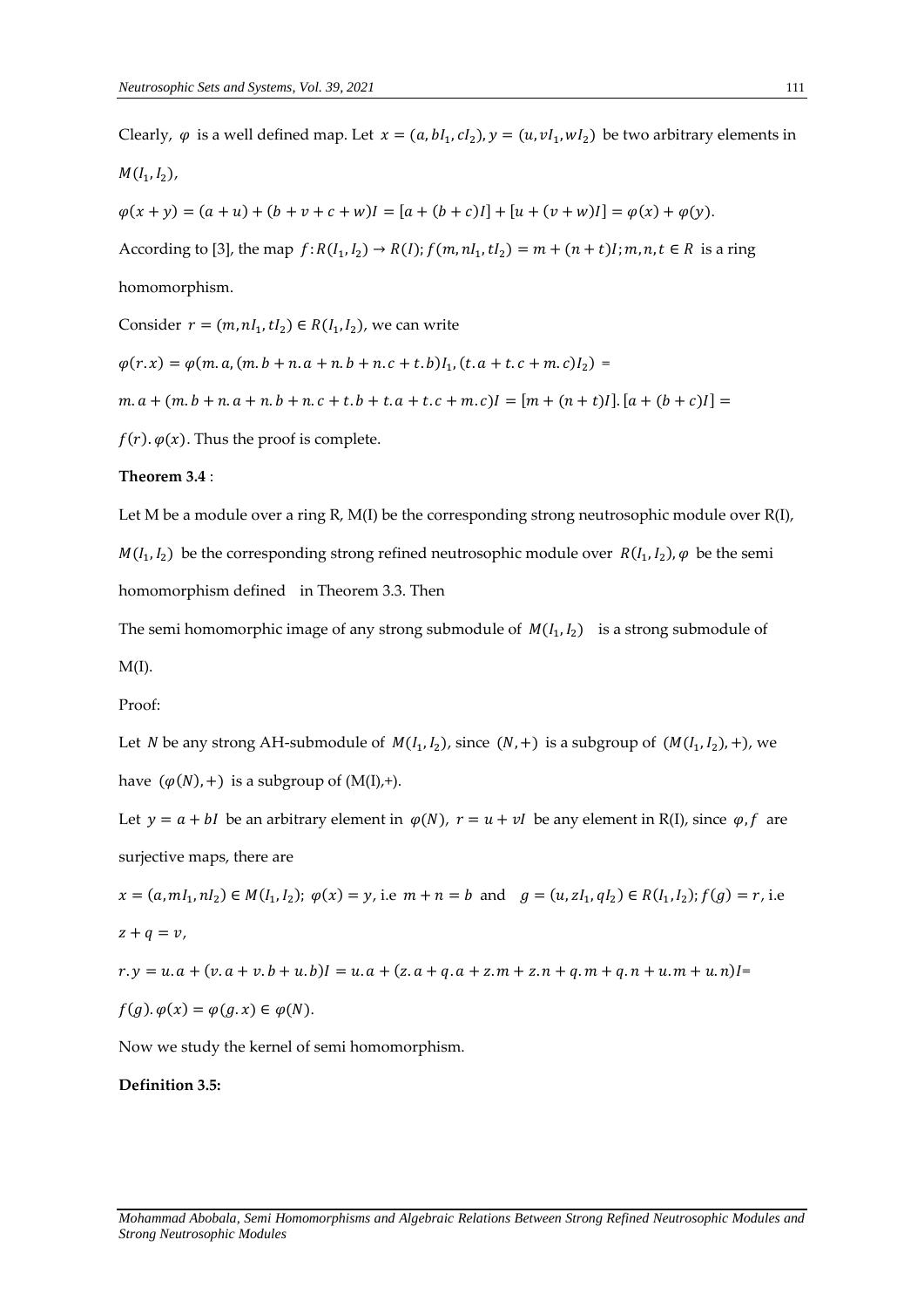Clearly, $\varphi$ is a well defined map. Let $x = (a, bI_1, cI_2), y = (u, vI_1, wI_2)$ be two arbitrary elements in $M(I_1, I_2)$,

$\varphi(x + y) = (a + u) + (b + v + c + w)I = [a + (b + c)I] + [u + (v + w)I] = \varphi(x) + \varphi(y)$.

According to [3], the map $f: R(I_1, I_2) \to R(I); f(m, nI_1, tI_2) = m + (n + t)I; m, n, t \in R$ is a ring homomorphism.

Consider $r = (m, nI_1, tI_2) \in R(I_1, I_2)$, we can write

$\varphi(r.x) = \varphi(m.a, (m.b + n.a + n.b + n.c + t.b)I_1, (t.a + t.c + m.c)I_2) =$

$m.a + (m.b + n.a + n.b + n.c + t.b + t.a + t.c + m.c)I = [m + (n + t)I].[a + (b + c)I] =$

$f(r).\varphi(x)$. Thus the proof is complete.

**Theorem 3.4** :

Let M be a module over a ring R, M(I) be the corresponding strong neutrosophic module over R(I), $M(I_1, I_2)$ be the corresponding strong refined neutrosophic module over $R(I_1, I_2), \varphi$ be the semi homomorphism defined in Theorem 3.3. Then

The semi homomorphic image of any strong submodule of $M(I_1, I_2)$ is a strong submodule of M(I).

Proof:

Let $N$ be any strong AH-submodule of $M(I_1, I_2)$, since $(N, +)$ is a subgroup of $(M(I_1, I_2), +)$, we have $(\varphi(N), +)$ is a subgroup of (M(I),+).

Let $y = a + bI$ be an arbitrary element in $\varphi(N)$, $r = u + vI$ be any element in R(I), since $\varphi, f$ are surjective maps, there are

$x = (a, mI_1, nI_2) \in M(I_1, I_2)$; $\varphi(x) = y$, i.e $m + n = b$ and $g = (u, zI_1, qI_2) \in R(I_1, I_2)$; $f(g) = r$, i.e $z + q = v$,

$r.y = u.a + (v.a + v.b + u.b)I = u.a + (z.a + q.a + z.m + z.n + q.m + q.n + u.m + u.n)I =$

$f(g).\varphi(x) = \varphi(g.x) \in \varphi(N)$.

Now we study the kernel of semi homomorphism.

**Definition 3.5:**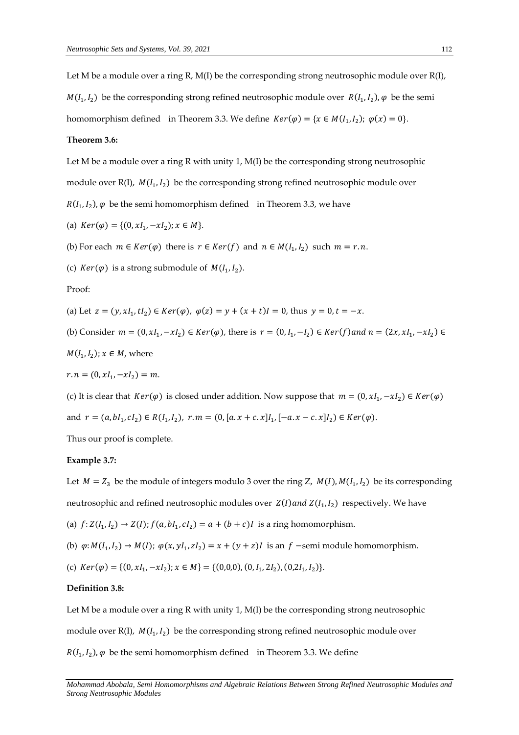Let M be a module over a ring R, M(I) be the corresponding strong neutrosophic module over R(I), $M(I_1, I_2)$ be the corresponding strong refined neutrosophic module over $R(I_1, I_2)$, $\varphi$ be the semi homomorphism defined in Theorem 3.3. We define $Ker(\varphi) = \{x \in M(I_1, I_2);\ \varphi(x) = 0\}$.

**Theorem 3.6:**

Let M be a module over a ring R with unity 1, M(I) be the corresponding strong neutrosophic module over R(I), $M(I_1, I_2)$ be the corresponding strong refined neutrosophic module over $R(I_1, I_2)$, $\varphi$ be the semi homomorphism defined in Theorem 3.3, we have

(a) $Ker(\varphi) = \{(0, xI_1, -xI_2); x \in M\}$.

(b) For each $m \in Ker(\varphi)$ there is $r \in Ker(f)$ and $n \in M(I_1, I_2)$ such $m = r.n$.

(c) $Ker(\varphi)$ is a strong submodule of $M(I_1, I_2)$.

Proof:

(a) Let $z = (y, xI_1, tI_2) \in Ker(\varphi)$, $\varphi(z) = y + (x + t)I = 0$, thus $y = 0, t = -x$.

(b) Consider $m = (0, xI_1, -xI_2) \in Ker(\varphi)$, there is $r = (0, I_1, -I_2) \in Ker(f)$ and $n = (2x, xI_1, -xI_2) \in M(I_1, I_2); x \in M$, where

$r.n = (0, xI_1, -xI_2) = m$.

(c) It is clear that $Ker(\varphi)$ is closed under addition. Now suppose that $m = (0, xI_1, -xI_2) \in Ker(\varphi)$ and $r = (a, bI_1, cI_2) \in R(I_1, I_2)$, $r.m = (0, [a.x + c.x]I_1, [-a.x - c.x]I_2) \in Ker(\varphi)$.

Thus our proof is complete.

**Example 3.7:**

Let $M = Z_3$ be the module of integers modulo 3 over the ring Z, $M(I), M(I_1, I_2)$ be its corresponding neutrosophic and refined neutrosophic modules over $Z(I)$ and $Z(I_1, I_2)$ respectively. We have

(a) $f: Z(I_1, I_2) \to Z(I); f(a, bI_1, cI_2) = a + (b + c)I$ is a ring homomorphism.

(b) $\varphi: M(I_1, I_2) \to M(I);\ \varphi(x, yI_1, zI_2) = x + (y + z)I$ is an $f$ −semi module homomorphism.

(c) $Ker(\varphi) = \{(0, xI_1, -xI_2); x \in M\} = \{(0,0,0), (0, I_1, 2I_2), (0, 2I_1, I_2)\}$.

**Definition 3.8:**

Let M be a module over a ring R with unity 1, M(I) be the corresponding strong neutrosophic module over R(I), $M(I_1, I_2)$ be the corresponding strong refined neutrosophic module over $R(I_1, I_2)$, $\varphi$ be the semi homomorphism defined in Theorem 3.3. We define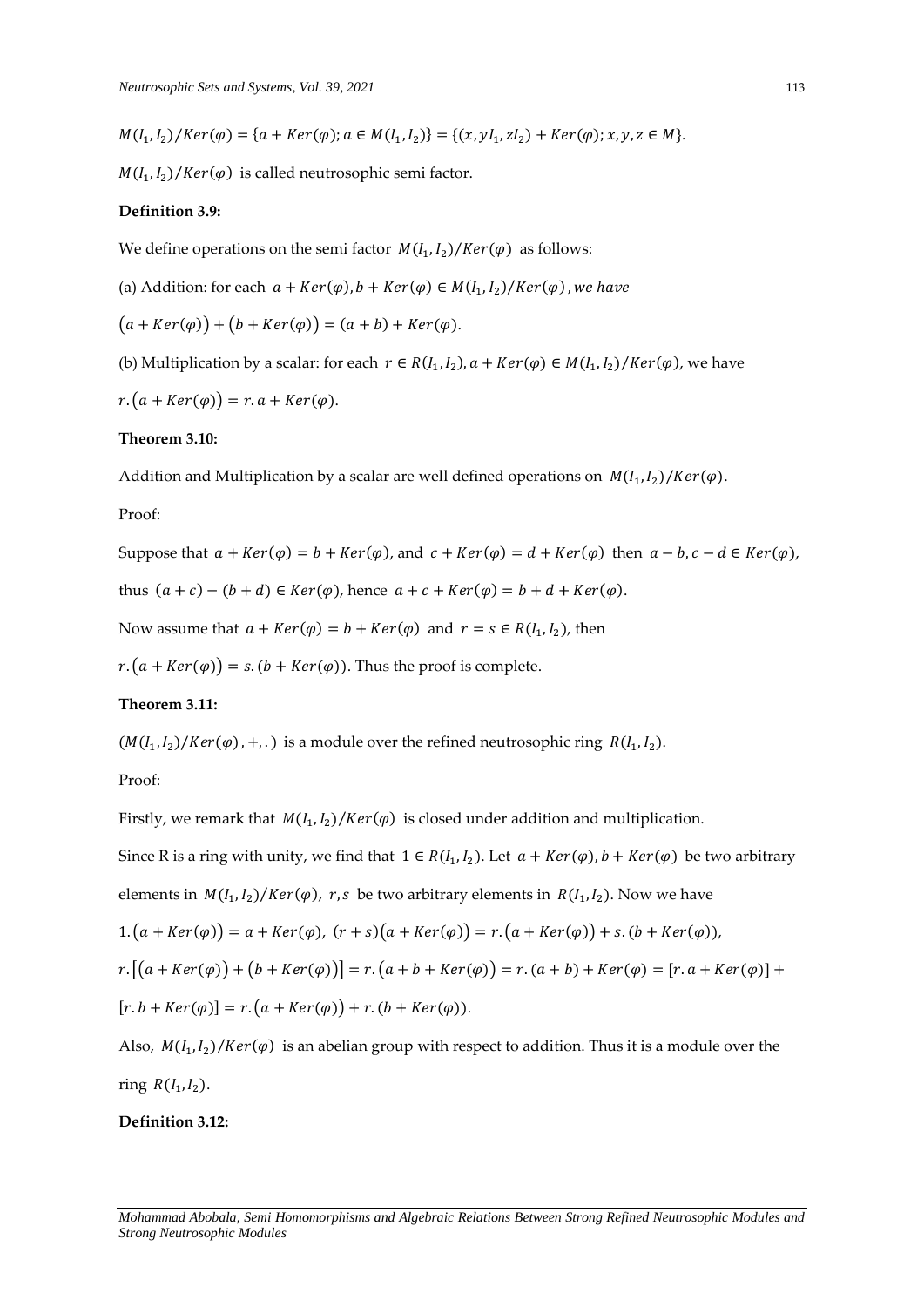$M(I_1, I_2)/Ker(\varphi) = \{a + Ker(\varphi); a \in M(I_1, I_2)\} = \{(x, yI_1, zI_2) + Ker(\varphi); x, y, z \in M\}$.

$M(I_1, I_2)/Ker(\varphi)$ is called neutrosophic semi factor.

**Definition 3.9:**

We define operations on the semi factor $M(I_1, I_2)/Ker(\varphi)$ as follows:

(a) Addition: for each $a + Ker(\varphi), b + Ker(\varphi) \in M(I_1, I_2)/Ker(\varphi)$, *we have*

$\big(a + Ker(\varphi)\big) + \big(b + Ker(\varphi)\big) = (a + b) + Ker(\varphi)$.

(b) Multiplication by a scalar: for each $r \in R(I_1, I_2), a + Ker(\varphi) \in M(I_1, I_2)/Ker(\varphi)$, we have

$r.\big(a + Ker(\varphi)\big) = r.a + Ker(\varphi)$.

**Theorem 3.10:**

Addition and Multiplication by a scalar are well defined operations on $M(I_1, I_2)/Ker(\varphi)$.

Proof:

Suppose that $a + Ker(\varphi) = b + Ker(\varphi)$, and $c + Ker(\varphi) = d + Ker(\varphi)$ then $a - b, c - d \in Ker(\varphi)$, thus $(a + c) - (b + d) \in Ker(\varphi)$, hence $a + c + Ker(\varphi) = b + d + Ker(\varphi)$.

Now assume that $a + Ker(\varphi) = b + Ker(\varphi)$ and $r = s \in R(I_1, I_2)$, then

$r.\big(a + Ker(\varphi)\big) = s.(b + Ker(\varphi))$. Thus the proof is complete.

**Theorem 3.11:**

$(M(I_1, I_2)/Ker(\varphi), +, .)$ is a module over the refined neutrosophic ring $R(I_1, I_2)$.

Proof:

Firstly, we remark that $M(I_1, I_2)/Ker(\varphi)$ is closed under addition and multiplication.

Since R is a ring with unity, we find that $1 \in R(I_1, I_2)$. Let $a + Ker(\varphi), b + Ker(\varphi)$ be two arbitrary elements in $M(I_1, I_2)/Ker(\varphi)$, $r, s$ be two arbitrary elements in $R(I_1, I_2)$. Now we have

$1.\big(a + Ker(\varphi)\big) = a + Ker(\varphi)$, $(r + s)\big(a + Ker(\varphi)\big) = r.\big(a + Ker(\varphi)\big) + s.(b + Ker(\varphi))$,

$r.\big[\big(a + Ker(\varphi)\big) + \big(b + Ker(\varphi)\big)\big] = r.\big(a + b + Ker(\varphi)\big) = r.(a + b) + Ker(\varphi) = [r.a + Ker(\varphi)] + [r.b + Ker(\varphi)] = r.\big(a + Ker(\varphi)\big) + r.(b + Ker(\varphi))$.

Also, $M(I_1, I_2)/Ker(\varphi)$ is an abelian group with respect to addition. Thus it is a module over the ring $R(I_1, I_2)$.

**Definition 3.12:**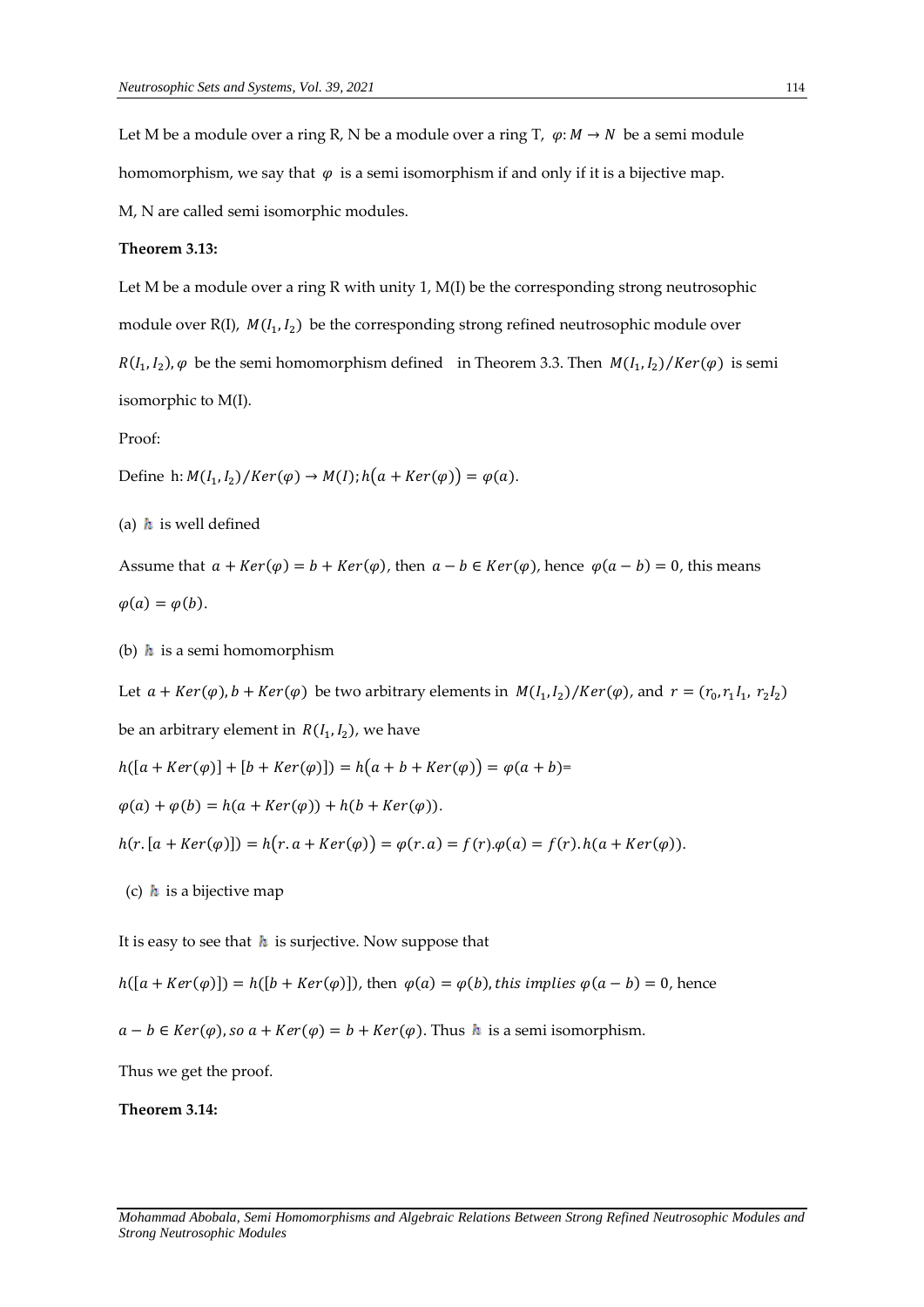Let M be a module over a ring R, N be a module over a ring T, $\varphi: M \to N$ be a semi module homomorphism, we say that $\varphi$ is a semi isomorphism if and only if it is a bijective map.

M, N are called semi isomorphic modules.

**Theorem 3.13:**

Let M be a module over a ring R with unity 1, M(I) be the corresponding strong neutrosophic module over R(I), $M(I_1, I_2)$ be the corresponding strong refined neutrosophic module over $R(I_1, I_2), \varphi$ be the semi homomorphism defined in Theorem 3.3. Then $M(I_1, I_2)/Ker(\varphi)$ is semi isomorphic to M(I).

Proof:

Define $h: M(I_1, I_2)/Ker(\varphi) \to M(I); h(a + Ker(\varphi)) = \varphi(a)$.

(a) $h$ is well defined

Assume that $a + Ker(\varphi) = b + Ker(\varphi)$, then $a - b \in Ker(\varphi)$, hence $\varphi(a - b) = 0$, this means $\varphi(a) = \varphi(b)$.

(b) $h$ is a semi homomorphism

Let $a + Ker(\varphi), b + Ker(\varphi)$ be two arbitrary elements in $M(I_1, I_2)/Ker(\varphi)$, and $r = (r_0, r_1 I_1, r_2 I_2)$ be an arbitrary element in $R(I_1, I_2)$, we have

$h([a + Ker(\varphi)] + [b + Ker(\varphi)]) = h(a + b + Ker(\varphi)) = \varphi(a + b)$=

$\varphi(a) + \varphi(b) = h(a + Ker(\varphi)) + h(b + Ker(\varphi))$.

$h(r.[a + Ker(\varphi)]) = h(r.a + Ker(\varphi)) = \varphi(r.a) = f(r).\varphi(a) = f(r).h(a + Ker(\varphi))$.

(c) $h$ is a bijective map

It is easy to see that $h$ is surjective. Now suppose that

$h([a + Ker(\varphi)]) = h([b + Ker(\varphi)])$, then $\varphi(a) = \varphi(b)$, *this implies* $\varphi(a - b) = 0$, hence

$a - b \in Ker(\varphi)$, *so* $a + Ker(\varphi) = b + Ker(\varphi)$. Thus $h$ is a semi isomorphism.

Thus we get the proof.

**Theorem 3.14:**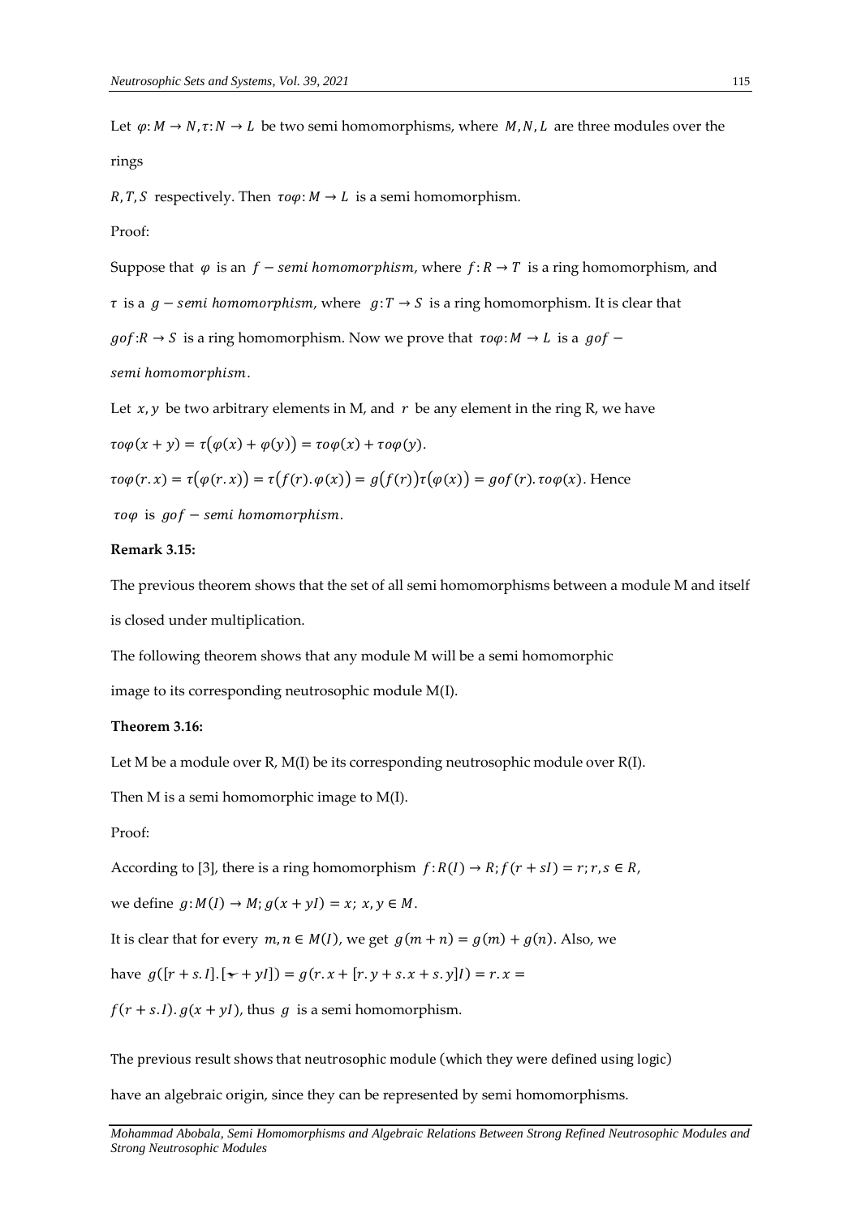Let $\varphi: M \to N, \tau: N \to L$ be two semi homomorphisms, where $M, N, L$ are three modules over the rings

$R, T, S$ respectively. Then $\tau o\varphi: M \to L$ is a semi homomorphism.

Proof:

Suppose that $\varphi$ is an $f - semi\ homomorphism$, where $f: R \to T$ is a ring homomorphism, and

$\tau$ is a $g - semi\ homomorphism$, where $g: T \to S$ is a ring homomorphism. It is clear that

$gof: R \to S$ is a ring homomorphism. Now we prove that $\tau o\varphi: M \to L$ is a $gof -$ $semi\ homomorphism$.

Let $x, y$ be two arbitrary elements in M, and $r$ be any element in the ring R, we have

$\tau o\varphi(x + y) = \tau(\varphi(x) + \varphi(y)) = \tau o\varphi(x) + \tau o\varphi(y)$.

$\tau o\varphi(r.x) = \tau(\varphi(r.x)) = \tau(f(r).\varphi(x)) = g(f(r))\tau(\varphi(x)) = gof(r).\tau o\varphi(x)$. Hence

$\tau o\varphi$ is $gof - semi\ homomorphism$.

**Remark 3.15:**

The previous theorem shows that the set of all semi homomorphisms between a module M and itself is closed under multiplication.

The following theorem shows that any module M will be a semi homomorphic image to its corresponding neutrosophic module M(I).

**Theorem 3.16:**

Let M be a module over R, M(I) be its corresponding neutrosophic module over R(I).

Then M is a semi homomorphic image to M(I).

Proof:

According to [3], there is a ring homomorphism $f: R(I) \to R; f(r + sI) = r; r, s \in R$,

we define $g: M(I) \to M; g(x + yI) = x;\ x, y \in M$.

It is clear that for every $m, n \in M(I)$, we get $g(m + n) = g(m) + g(n)$. Also, we

have $g([r + s.I].[x + yI]) = g(r.x + [r.y + s.x + s.y]I) = r.x =$

$f(r + s.I).g(x + yI)$, thus $g$ is a semi homomorphism.

The previous result shows that neutrosophic module (which they were defined using logic)

have an algebraic origin, since they can be represented by semi homomorphisms.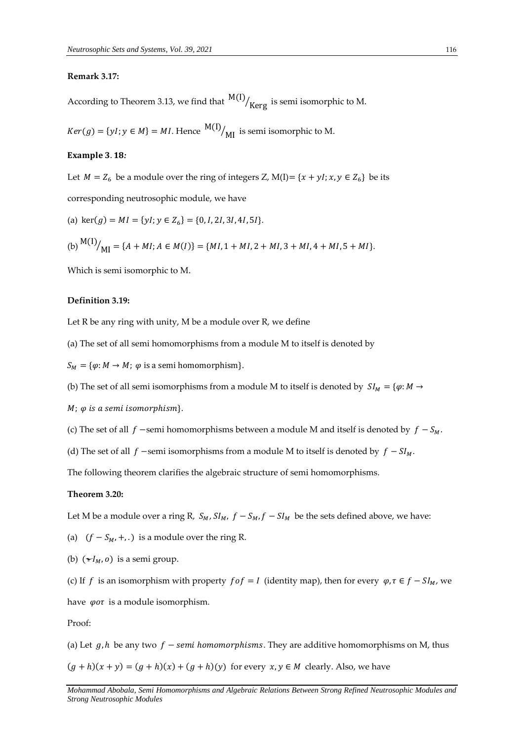**Remark 3.17:**

According to Theorem 3.13, we find that $^{M(I)}/_{Kerg}$ is semi isomorphic to M.

$Ker(g) = \{yI; y \in M\} = MI$. Hence $^{M(I)}/_{MI}$ is semi isomorphic to M.

**Example 3. 18*:***

Let $M = Z_6$ be a module over the ring of integers Z, M(I)= $\{x + yI; x, y \in Z_6\}$ be its corresponding neutrosophic module, we have

(a) $\ker(g) = MI = \{yI; y \in Z_6\} = \{0, I, 2I, 3I, 4I, 5I\}$.

(b) $^{M(I)}/_{MI} = \{A + MI; A \in M(I)\} = \{MI, 1 + MI, 2 + MI, 3 + MI, 4 + MI, 5 + MI\}$.

Which is semi isomorphic to M.

**Definition 3.19:**

Let R be any ring with unity, M be a module over R, we define

(a) The set of all semi homomorphisms from a module M to itself is denoted by

$S_M = \{\varphi: M \to M;\ \varphi \text{ is a semi homomorphism}\}$.

(b) The set of all semi isomorphisms from a module M to itself is denoted by $SI_M = \{\varphi: M \to M;\ \varphi\ is\ a\ semi\ isomorphism\}$.

(c) The set of all $f$ −semi homomorphisms between a module M and itself is denoted by $f - S_M$.

(d) The set of all $f$ −semi isomorphisms from a module M to itself is denoted by $f - SI_M$.

The following theorem clarifies the algebraic structure of semi homomorphisms.

**Theorem 3.20:**

Let M be a module over a ring R, $S_M, SI_M,\ f - S_M, f - SI_M$ be the sets defined above, we have:

(a) $(f - S_M, +, .)$ is a module over the ring R.

(b) $(SI_M, o)$ is a semi group.

(c) If $f$ is an isomorphism with property $fof = I$ (identity map), then for every $\varphi, \tau \in f - SI_M$, we have $\varphi o \tau$ is a module isomorphism.

Proof:

(a) Let $g, h$ be any two $f - semi\ homomorphisms$. They are additive homomorphisms on M, thus $(g + h)(x + y) = (g + h)(x) + (g + h)(y)$ for every $x, y \in M$ clearly. Also, we have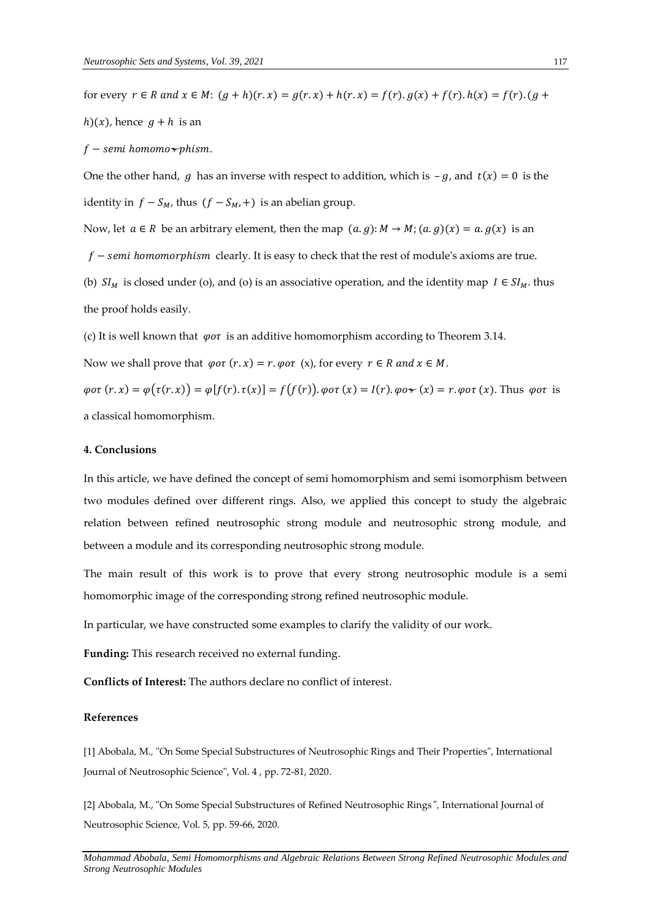for every $r \in R$ *and* $x \in M$: $(g+h)(r.x) = g(r.x) + h(r.x) = f(r).g(x) + f(r).h(x) = f(r).(g+h)(x)$, hence $g+h$ is an

$f -$ *semi homomorphism*.

One the other hand, $g$ has an inverse with respect to addition, which is $-g$, and $t(x) = 0$ is the identity in $f - S_M$, thus $(f - S_M, +)$ is an abelian group.

Now, let $a \in R$ be an arbitrary element, then the map $(a.g): M \to M; (a.g)(x) = a.g(x)$ is an $f -$ *semi homomorphism* clearly. It is easy to check that the rest of module's axioms are true.

(b) $SI_M$ is closed under (o), and (o) is an associative operation, and the identity map $I \in SI_M$. thus the proof holds easily.

(c) It is well known that $\varphi o \tau$ is an additive homomorphism according to Theorem 3.14.

Now we shall prove that $\varphi o \tau\, (r.x) = r.\varphi o \tau$ (x), for every $r \in R$ *and* $x \in M$.

$\varphi o \tau\, (r.x) = \varphi(\tau(r.x)) = \varphi[f(r).\tau(x)] = f(f(r)).\varphi o \tau\, (x) = I(r).\varphi o \tau\, (x) = r.\varphi o \tau\, (x)$. Thus $\varphi o \tau$ is a classical homomorphism.

#### 4. Conclusions

In this article, we have defined the concept of semi homomorphism and semi isomorphism between two modules defined over different rings. Also, we applied this concept to study the algebraic relation between refined neutrosophic strong module and neutrosophic strong module, and between a module and its corresponding neutrosophic strong module.

The main result of this work is to prove that every strong neutrosophic module is a semi homomorphic image of the corresponding strong refined neutrosophic module.

In particular, we have constructed some examples to clarify the validity of our work.

**Funding:** This research received no external funding.

**Conflicts of Interest:** The authors declare no conflict of interest.

#### References

[1] Abobala, M., "On Some Special Substructures of Neutrosophic Rings and Their Properties", International Journal of Neutrosophic Science", Vol. 4 , pp. 72-81, 2020.

[2] Abobala, M., "On Some Special Substructures of Refined Neutrosophic Rings", International Journal of Neutrosophic Science, Vol. 5, pp. 59-66, 2020.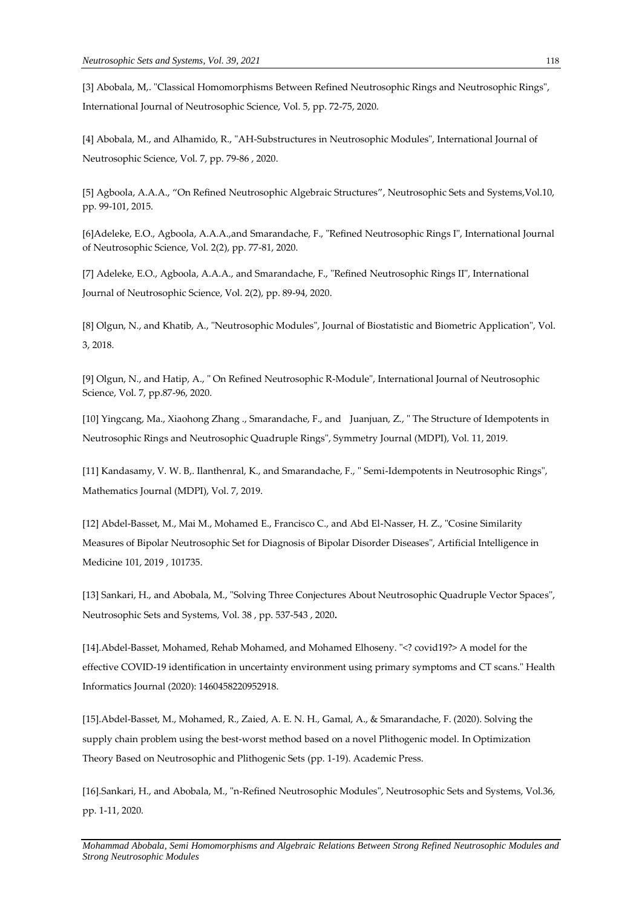[3] Abobala, M,. "Classical Homomorphisms Between Refined Neutrosophic Rings and Neutrosophic Rings", International Journal of Neutrosophic Science, Vol. 5, pp. 72-75, 2020.

[4] Abobala, M., and Alhamido, R., "AH-Substructures in Neutrosophic Modules", International Journal of Neutrosophic Science, Vol. 7, pp. 79-86 , 2020.

[5] Agboola, A.A.A., "On Refined Neutrosophic Algebraic Structures", Neutrosophic Sets and Systems,Vol.10, pp. 99-101, 2015.

[6]Adeleke, E.O., Agboola, A.A.A.,and Smarandache, F., "Refined Neutrosophic Rings I", International Journal of Neutrosophic Science, Vol. 2(2), pp. 77-81, 2020.

[7] Adeleke, E.O., Agboola, A.A.A., and Smarandache, F., "Refined Neutrosophic Rings II", International Journal of Neutrosophic Science, Vol. 2(2), pp. 89-94, 2020.

[8] Olgun, N., and Khatib, A., "Neutrosophic Modules", Journal of Biostatistic and Biometric Application", Vol. 3, 2018.

[9] Olgun, N., and Hatip, A., " On Refined Neutrosophic R-Module", International Journal of Neutrosophic Science, Vol. 7, pp.87-96, 2020.

[10] Yingcang, Ma., Xiaohong Zhang ., Smarandache, F., and Juanjuan, Z., " The Structure of Idempotents in Neutrosophic Rings and Neutrosophic Quadruple Rings", Symmetry Journal (MDPI), Vol. 11, 2019.

[11] Kandasamy, V. W. B,. Ilanthenral, K., and Smarandache, F., " Semi-Idempotents in Neutrosophic Rings", Mathematics Journal (MDPI), Vol. 7, 2019.

[12] Abdel-Basset, M., Mai M., Mohamed E., Francisco C., and Abd El-Nasser, H. Z., "Cosine Similarity Measures of Bipolar Neutrosophic Set for Diagnosis of Bipolar Disorder Diseases", Artificial Intelligence in Medicine 101, 2019 , 101735.

[13] Sankari, H., and Abobala, M., "Solving Three Conjectures About Neutrosophic Quadruple Vector Spaces", Neutrosophic Sets and Systems, Vol. 38 , pp. 537-543 , 2020**.**

[14].Abdel-Basset, Mohamed, Rehab Mohamed, and Mohamed Elhoseny. "<? covid19?> A model for the effective COVID-19 identification in uncertainty environment using primary symptoms and CT scans." Health Informatics Journal (2020): 1460458220952918.

[15].Abdel-Basset, M., Mohamed, R., Zaied, A. E. N. H., Gamal, A., & Smarandache, F. (2020). Solving the supply chain problem using the best-worst method based on a novel Plithogenic model. In Optimization Theory Based on Neutrosophic and Plithogenic Sets (pp. 1-19). Academic Press.

[16].Sankari, H., and Abobala, M., "n-Refined Neutrosophic Modules", Neutrosophic Sets and Systems, Vol.36, pp. 1-11, 2020.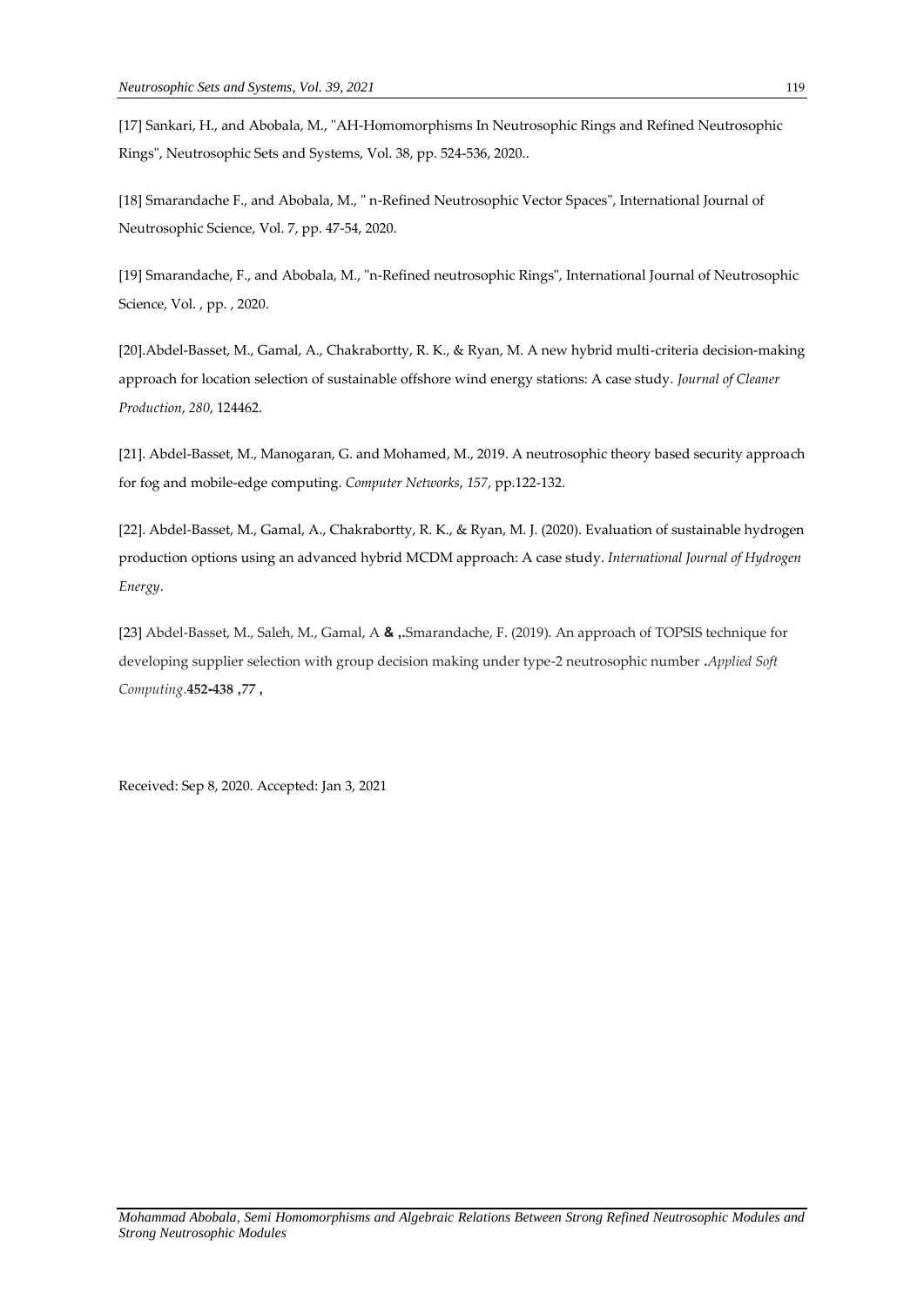[17] Sankari, H., and Abobala, M., "AH-Homomorphisms In Neutrosophic Rings and Refined Neutrosophic Rings", Neutrosophic Sets and Systems, Vol. 38, pp. 524-536, 2020..

[18] Smarandache F., and Abobala, M., " n-Refined Neutrosophic Vector Spaces", International Journal of Neutrosophic Science, Vol. 7, pp. 47-54, 2020.

[19] Smarandache, F., and Abobala, M., "n-Refined neutrosophic Rings", International Journal of Neutrosophic Science, Vol. , pp. , 2020.

[20].Abdel-Basset, M., Gamal, A., Chakrabortty, R. K., & Ryan, M. A new hybrid multi-criteria decision-making approach for location selection of sustainable offshore wind energy stations: A case study. *Journal of Cleaner Production*, *280*, 124462.

[21]. Abdel-Basset, M., Manogaran, G. and Mohamed, M., 2019. A neutrosophic theory based security approach for fog and mobile-edge computing. *Computer Networks*, *157*, pp.122-132.

[22]. Abdel-Basset, M., Gamal, A., Chakrabortty, R. K., & Ryan, M. J. (2020). Evaluation of sustainable hydrogen production options using an advanced hybrid MCDM approach: A case study. *International Journal of Hydrogen Energy*.

[23] Abdel-Basset, M., Saleh, M., Gamal, A **& ,.**Smarandache, F. (2019). An approach of TOPSIS technique for developing supplier selection with group decision making under type-2 neutrosophic number **.***Applied Soft Computing*.**452-438 ,77 ,**

Received: Sep 8, 2020. Accepted: Jan 3, 2021